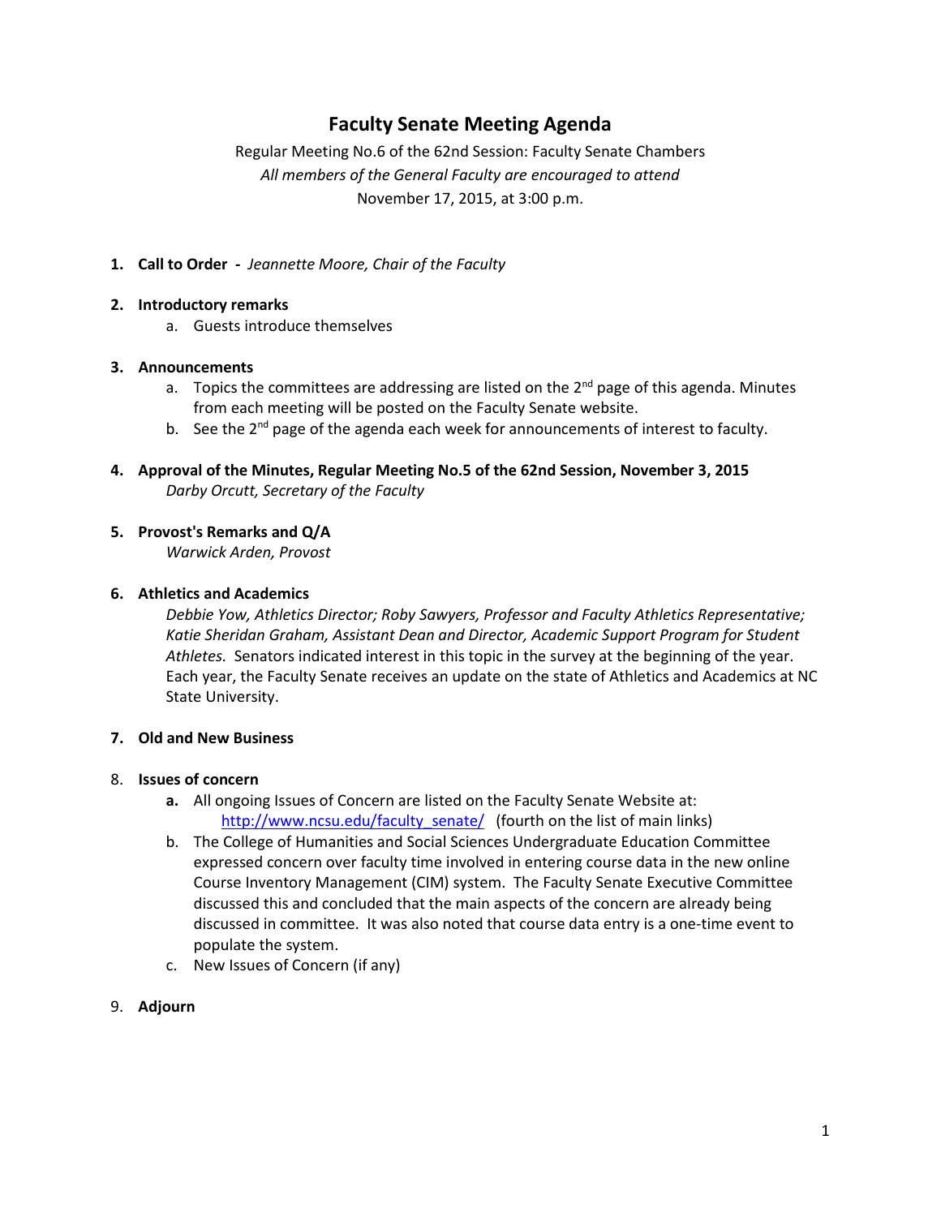# Faculty Senate Meeting Agenda

Regular Meeting No.6 of the 62nd Session: Faculty Senate Chambers

*All members of the General Faculty are encouraged to attend*

November 17, 2015, at 3:00 p.m.

1. **Call to Order -** *Jeannette Moore, Chair of the Faculty*

2. **Introductory remarks**
   a. Guests introduce themselves

3. **Announcements**
   a. Topics the committees are addressing are listed on the 2nd page of this agenda. Minutes from each meeting will be posted on the Faculty Senate website.
   b. See the 2nd page of the agenda each week for announcements of interest to faculty.

4. **Approval of the Minutes, Regular Meeting No.5 of the 62nd Session, November 3, 2015**
   *Darby Orcutt, Secretary of the Faculty*

5. **Provost's Remarks and Q/A**
   *Warwick Arden, Provost*

6. **Athletics and Academics**
   *Debbie Yow, Athletics Director; Roby Sawyers, Professor and Faculty Athletics Representative; Katie Sheridan Graham, Assistant Dean and Director, Academic Support Program for Student Athletes.* Senators indicated interest in this topic in the survey at the beginning of the year. Each year, the Faculty Senate receives an update on the state of Athletics and Academics at NC State University.

7. **Old and New Business**

8. **Issues of concern**
   **a.** All ongoing Issues of Concern are listed on the Faculty Senate Website at: http://www.ncsu.edu/faculty_senate/ (fourth on the list of main links)
   b. The College of Humanities and Social Sciences Undergraduate Education Committee expressed concern over faculty time involved in entering course data in the new online Course Inventory Management (CIM) system. The Faculty Senate Executive Committee discussed this and concluded that the main aspects of the concern are already being discussed in committee. It was also noted that course data entry is a one-time event to populate the system.
   c. New Issues of Concern (if any)

9. **Adjourn**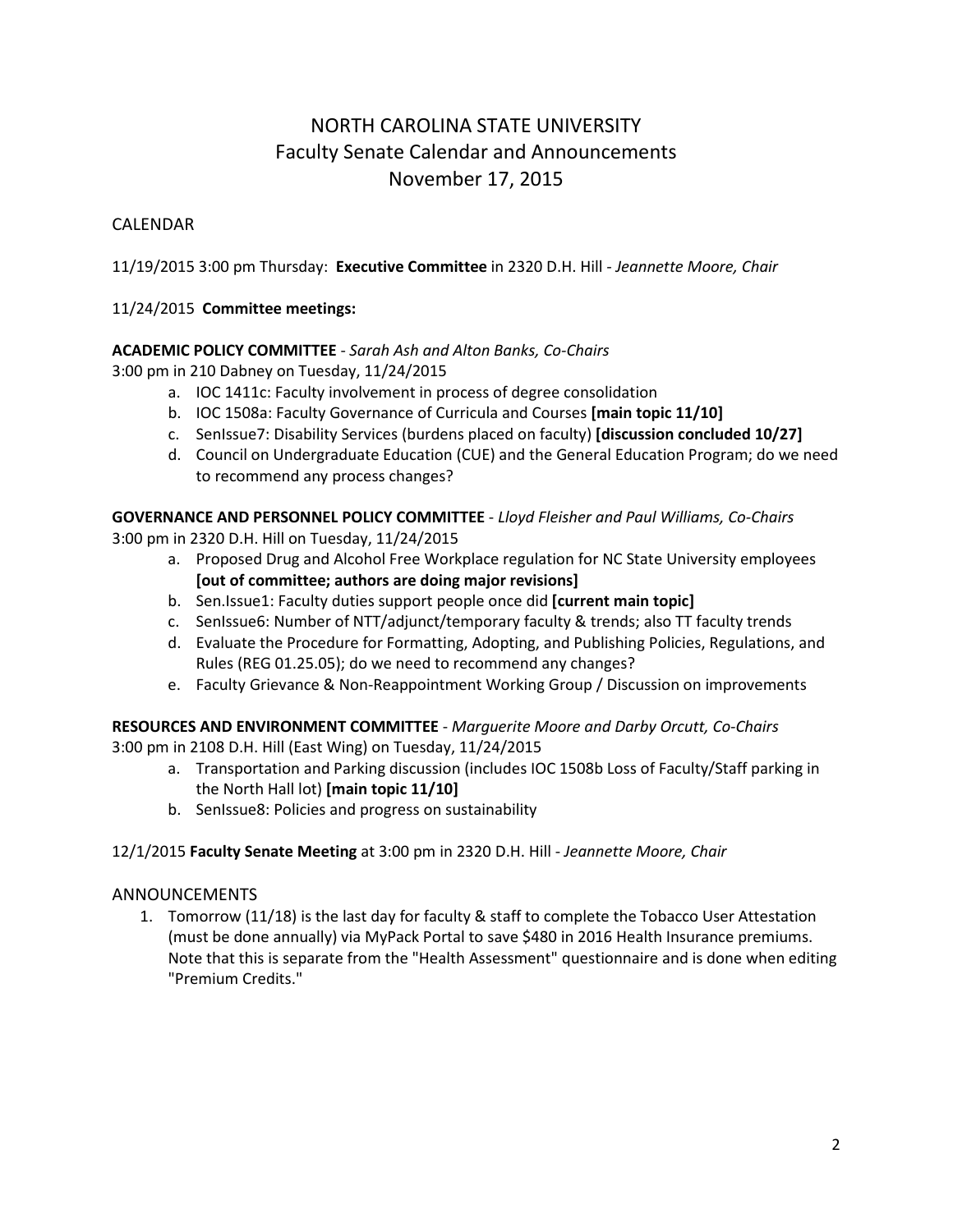# NORTH CAROLINA STATE UNIVERSITY
## Faculty Senate Calendar and Announcements
## November 17, 2015

### CALENDAR

11/19/2015 3:00 pm Thursday: **Executive Committee** in 2320 D.H. Hill - *Jeannette Moore, Chair*

11/24/2015 **Committee meetings:**

**ACADEMIC POLICY COMMITTEE** - *Sarah Ash and Alton Banks, Co-Chairs*
3:00 pm in 210 Dabney on Tuesday, 11/24/2015

- a. IOC 1411c: Faculty involvement in process of degree consolidation
- b. IOC 1508a: Faculty Governance of Curricula and Courses **[main topic 11/10]**
- c. SenIssue7: Disability Services (burdens placed on faculty) **[discussion concluded 10/27]**
- d. Council on Undergraduate Education (CUE) and the General Education Program; do we need to recommend any process changes?

**GOVERNANCE AND PERSONNEL POLICY COMMITTEE** - *Lloyd Fleisher and Paul Williams, Co-Chairs*
3:00 pm in 2320 D.H. Hill on Tuesday, 11/24/2015

- a. Proposed Drug and Alcohol Free Workplace regulation for NC State University employees **[out of committee; authors are doing major revisions]**
- b. Sen.Issue1: Faculty duties support people once did **[current main topic]**
- c. SenIssue6: Number of NTT/adjunct/temporary faculty & trends; also TT faculty trends
- d. Evaluate the Procedure for Formatting, Adopting, and Publishing Policies, Regulations, and Rules (REG 01.25.05); do we need to recommend any changes?
- e. Faculty Grievance & Non-Reappointment Working Group / Discussion on improvements

**RESOURCES AND ENVIRONMENT COMMITTEE** - *Marguerite Moore and Darby Orcutt, Co-Chairs*
3:00 pm in 2108 D.H. Hill (East Wing) on Tuesday, 11/24/2015

- a. Transportation and Parking discussion (includes IOC 1508b Loss of Faculty/Staff parking in the North Hall lot) **[main topic 11/10]**
- b. SenIssue8: Policies and progress on sustainability

12/1/2015 **Faculty Senate Meeting** at 3:00 pm in 2320 D.H. Hill - *Jeannette Moore, Chair*

### ANNOUNCEMENTS

1. Tomorrow (11/18) is the last day for faculty & staff to complete the Tobacco User Attestation (must be done annually) via MyPack Portal to save $480 in 2016 Health Insurance premiums. Note that this is separate from the "Health Assessment" questionnaire and is done when editing "Premium Credits."